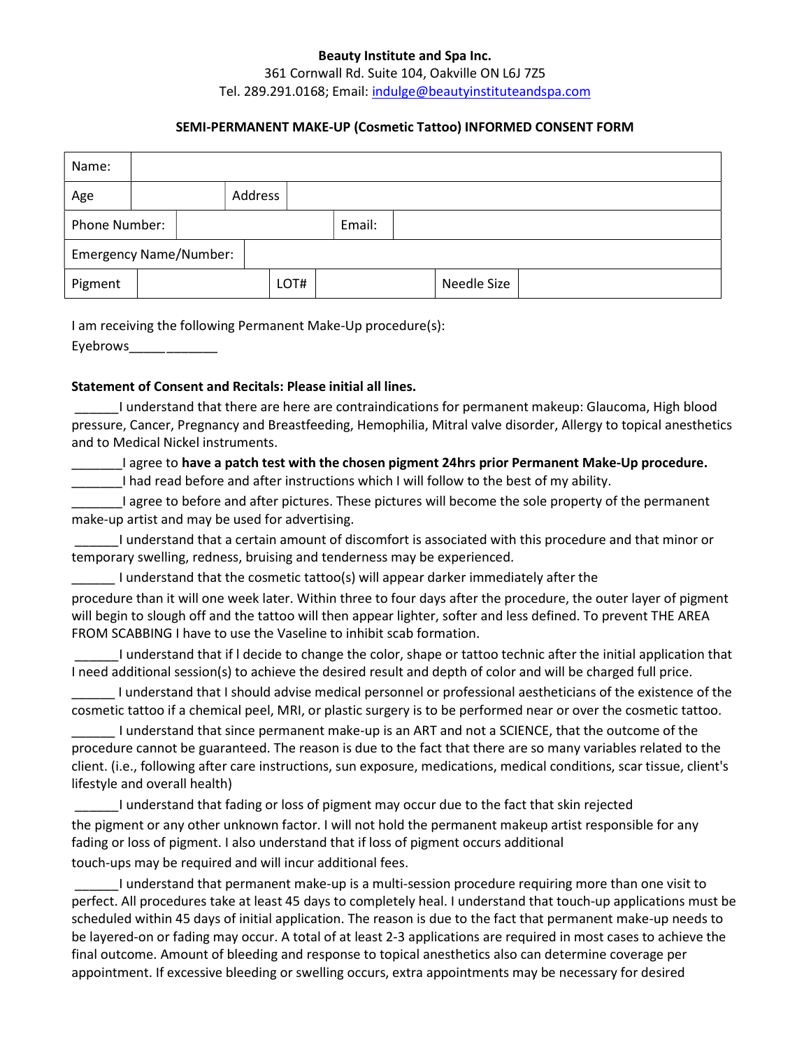**Beauty Institute and Spa Inc.**

361 Cornwall Rd. Suite 104, Oakville ON L6J 7Z5

Tel. 289.291.0168; Email: indulge@beautyinstituteandspa.com

**SEMI-PERMANENT MAKE-UP (Cosmetic Tattoo) INFORMED CONSENT FORM**

| Name: | | | | | |
|---|---|---|---|---|---|
| Age | | Address | | | |
| Phone Number: | | Email: | | | |
| Emergency Name/Number: | | | | | |
| Pigment | | LOT# | | Needle Size | |

I am receiving the following Permanent Make-Up procedure(s):

Eyebrows____________

**Statement of Consent and Recitals: Please initial all lines.**

______I understand that there are here are contraindications for permanent makeup: Glaucoma, High blood pressure, Cancer, Pregnancy and Breastfeeding, Hemophilia, Mitral valve disorder, Allergy to topical anesthetics and to Medical Nickel instruments.

_______I agree to **have a patch test with the chosen pigment 24hrs prior Permanent Make-Up procedure.**

_______I had read before and after instructions which I will follow to the best of my ability.

_______I agree to before and after pictures. These pictures will become the sole property of the permanent make-up artist and may be used for advertising.

______I understand that a certain amount of discomfort is associated with this procedure and that minor or temporary swelling, redness, bruising and tenderness may be experienced.

______ I understand that the cosmetic tattoo(s) will appear darker immediately after the procedure than it will one week later. Within three to four days after the procedure, the outer layer of pigment will begin to slough off and the tattoo will then appear lighter, softer and less defined. To prevent THE AREA FROM SCABBING I have to use the Vaseline to inhibit scab formation.

______I understand that if I decide to change the color, shape or tattoo technic after the initial application that I need additional session(s) to achieve the desired result and depth of color and will be charged full price.

______ I understand that I should advise medical personnel or professional aestheticians of the existence of the cosmetic tattoo if a chemical peel, MRI, or plastic surgery is to be performed near or over the cosmetic tattoo.

______ I understand that since permanent make-up is an ART and not a SCIENCE, that the outcome of the procedure cannot be guaranteed. The reason is due to the fact that there are so many variables related to the client. (i.e., following after care instructions, sun exposure, medications, medical conditions, scar tissue, client's lifestyle and overall health)

______I understand that fading or loss of pigment may occur due to the fact that skin rejected the pigment or any other unknown factor. I will not hold the permanent makeup artist responsible for any fading or loss of pigment. I also understand that if loss of pigment occurs additional touch-ups may be required and will incur additional fees.

______I understand that permanent make-up is a multi-session procedure requiring more than one visit to perfect. All procedures take at least 45 days to completely heal. I understand that touch-up applications must be scheduled within 45 days of initial application. The reason is due to the fact that permanent make-up needs to be layered-on or fading may occur. A total of at least 2-3 applications are required in most cases to achieve the final outcome. Amount of bleeding and response to topical anesthetics also can determine coverage per appointment. If excessive bleeding or swelling occurs, extra appointments may be necessary for desired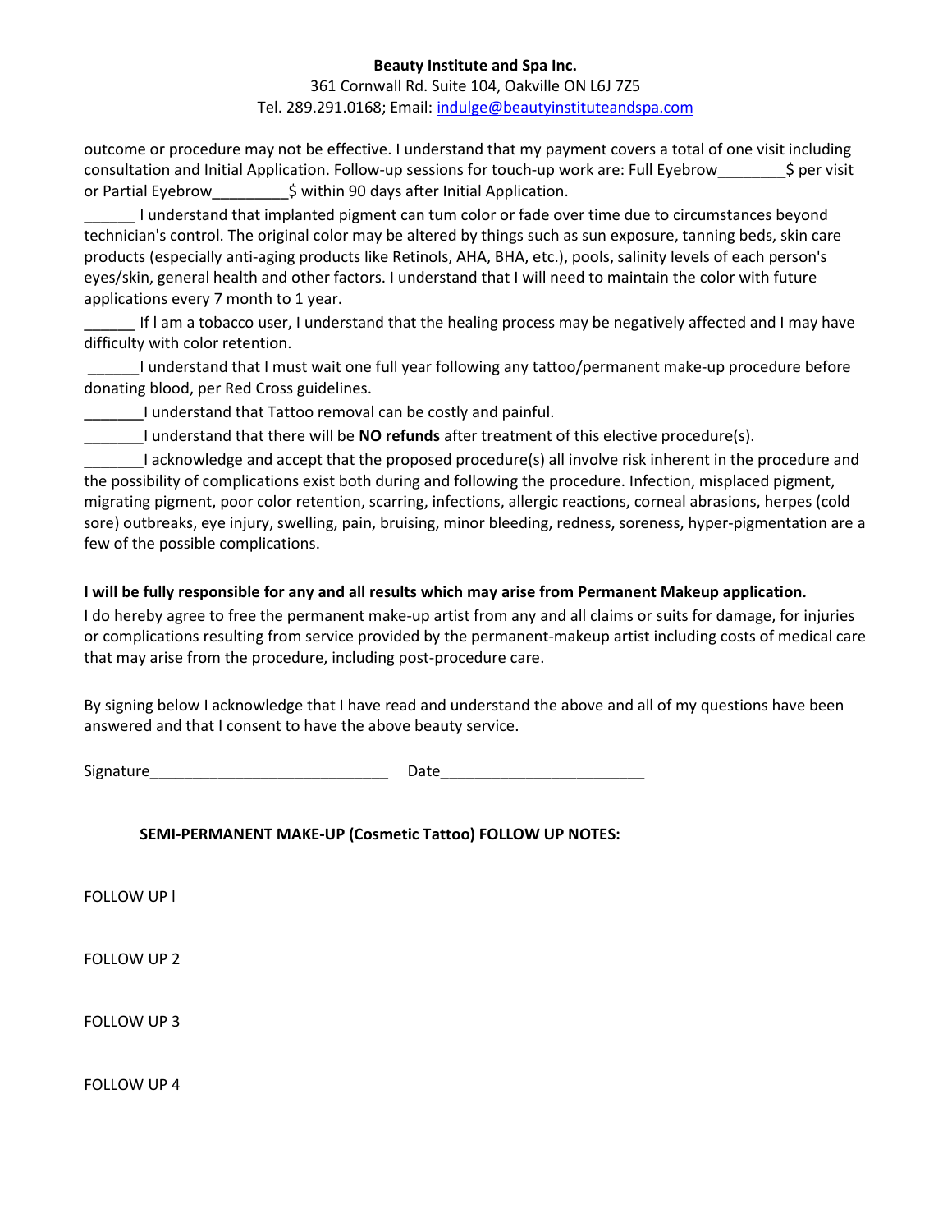outcome or procedure may not be effective. I understand that my payment covers a total of one visit including consultation and Initial Application. Follow-up sessions for touch-up work are: Full Eyebrow________$ per visit or Partial Eyebrow_________$ within 90 days after Initial Application.

______ I understand that implanted pigment can tum color or fade over time due to circumstances beyond technician's control. The original color may be altered by things such as sun exposure, tanning beds, skin care products (especially anti-aging products like Retinols, AHA, BHA, etc.), pools, salinity levels of each person's eyes/skin, general health and other factors. I understand that I will need to maintain the color with future applications every 7 month to 1 year.

______ If l am a tobacco user, I understand that the healing process may be negatively affected and I may have difficulty with color retention.

______I understand that I must wait one full year following any tattoo/permanent make-up procedure before donating blood, per Red Cross guidelines.

_______I understand that Tattoo removal can be costly and painful.

_______I understand that there will be **NO refunds** after treatment of this elective procedure(s).

_______I acknowledge and accept that the proposed procedure(s) all involve risk inherent in the procedure and the possibility of complications exist both during and following the procedure. Infection, misplaced pigment, migrating pigment, poor color retention, scarring, infections, allergic reactions, corneal abrasions, herpes (cold sore) outbreaks, eye injury, swelling, pain, bruising, minor bleeding, redness, soreness, hyper-pigmentation are a few of the possible complications.

**I will be fully responsible for any and all results which may arise from Permanent Makeup application.**

I do hereby agree to free the permanent make-up artist from any and all claims or suits for damage, for injuries or complications resulting from service provided by the permanent-makeup artist including costs of medical care that may arise from the procedure, including post-procedure care.

By signing below I acknowledge that I have read and understand the above and all of my questions have been answered and that I consent to have the above beauty service.

Signature___________________________ Date_______________________

**SEMI-PERMANENT MAKE-UP (Cosmetic Tattoo) FOLLOW UP NOTES:**

FOLLOW UP l

FOLLOW UP 2

FOLLOW UP 3

FOLLOW UP 4